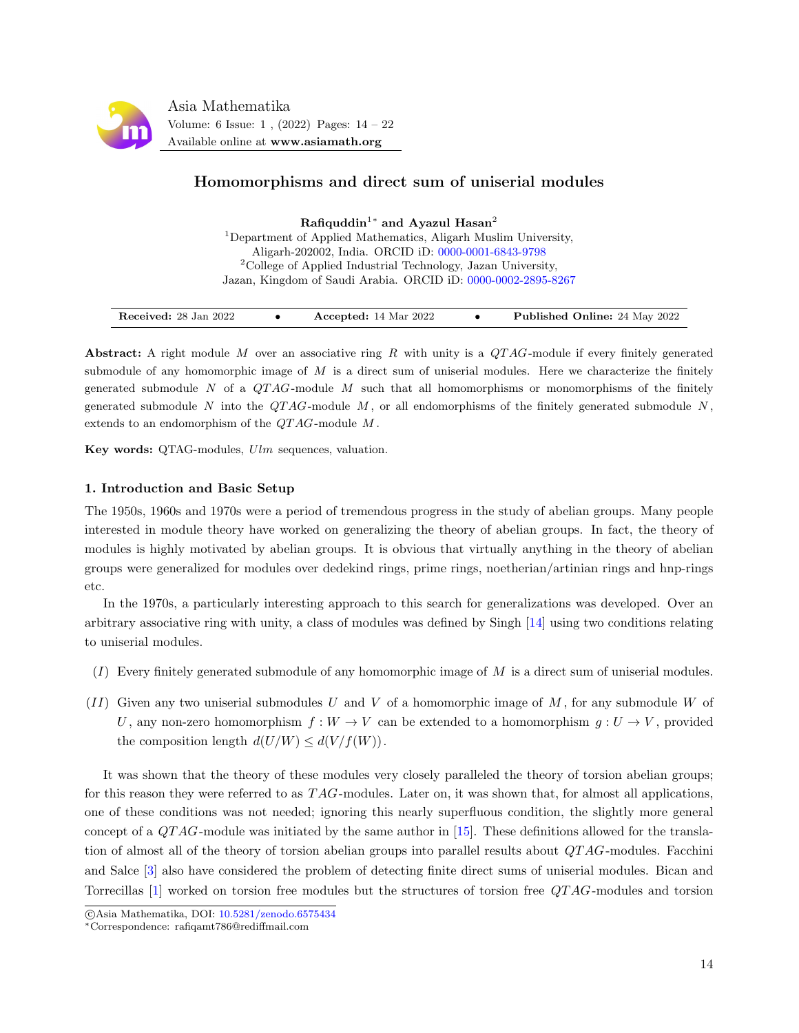# Homomorphisms and direct sum of uniserial modules

**Rafiquddin**[1*] **and Ayazul Hasan**[2]

[1]Department of Applied Mathematics, Aligarh Muslim University, Aligarh-202002, India. ORCID iD: 0000-0001-6843-9798

[2]College of Applied Industrial Technology, Jazan University, Jazan, Kingdom of Saudi Arabia. ORCID iD: 0000-0002-2895-8267

**Received:** 28 Jan 2022 • **Accepted:** 14 Mar 2022 • **Published Online:** 24 May 2022

**Abstract:** A right module $M$ over an associative ring $R$ with unity is a $QTAG$-module if every finitely generated submodule of any homomorphic image of $M$ is a direct sum of uniserial modules. Here we characterize the finitely generated submodule $N$ of a $QTAG$-module $M$ such that all homomorphisms or monomorphisms of the finitely generated submodule $N$ into the $QTAG$-module $M$, or all endomorphisms of the finitely generated submodule $N$, extends to an endomorphism of the $QTAG$-module $M$.

**Key words:** QTAG-modules, $Ulm$ sequences, valuation.

## 1. Introduction and Basic Setup

The 1950s, 1960s and 1970s were a period of tremendous progress in the study of abelian groups. Many people interested in module theory have worked on generalizing the theory of abelian groups. In fact, the theory of modules is highly motivated by abelian groups. It is obvious that virtually anything in the theory of abelian groups were generalized for modules over dedekind rings, prime rings, noetherian/artinian rings and hnp-rings etc.

In the 1970s, a particularly interesting approach to this search for generalizations was developed. Over an arbitrary associative ring with unity, a class of modules was defined by Singh [14] using two conditions relating to uniserial modules.

$(I)$ Every finitely generated submodule of any homomorphic image of $M$ is a direct sum of uniserial modules.

$(II)$ Given any two uniserial submodules $U$ and $V$ of a homomorphic image of $M$, for any submodule $W$ of $U$, any non-zero homomorphism $f : W \to V$ can be extended to a homomorphism $g : U \to V$, provided the composition length $d(U/W) \leq d(V/f(W))$.

It was shown that the theory of these modules very closely paralleled the theory of torsion abelian groups; for this reason they were referred to as $TAG$-modules. Later on, it was shown that, for almost all applications, one of these conditions was not needed; ignoring this nearly superfluous condition, the slightly more general concept of a $QTAG$-module was initiated by the same author in [15]. These definitions allowed for the translation of almost all of the theory of torsion abelian groups into parallel results about $QTAG$-modules. Facchini and Salce [3] also have considered the problem of detecting finite direct sums of uniserial modules. Bican and Torrecillas [1] worked on torsion free modules but the structures of torsion free $QTAG$-modules and torsion

©Asia Mathematatika, DOI: 10.5281/zenodo.6575434

*Correspondence: rafiqamt786@rediffmail.com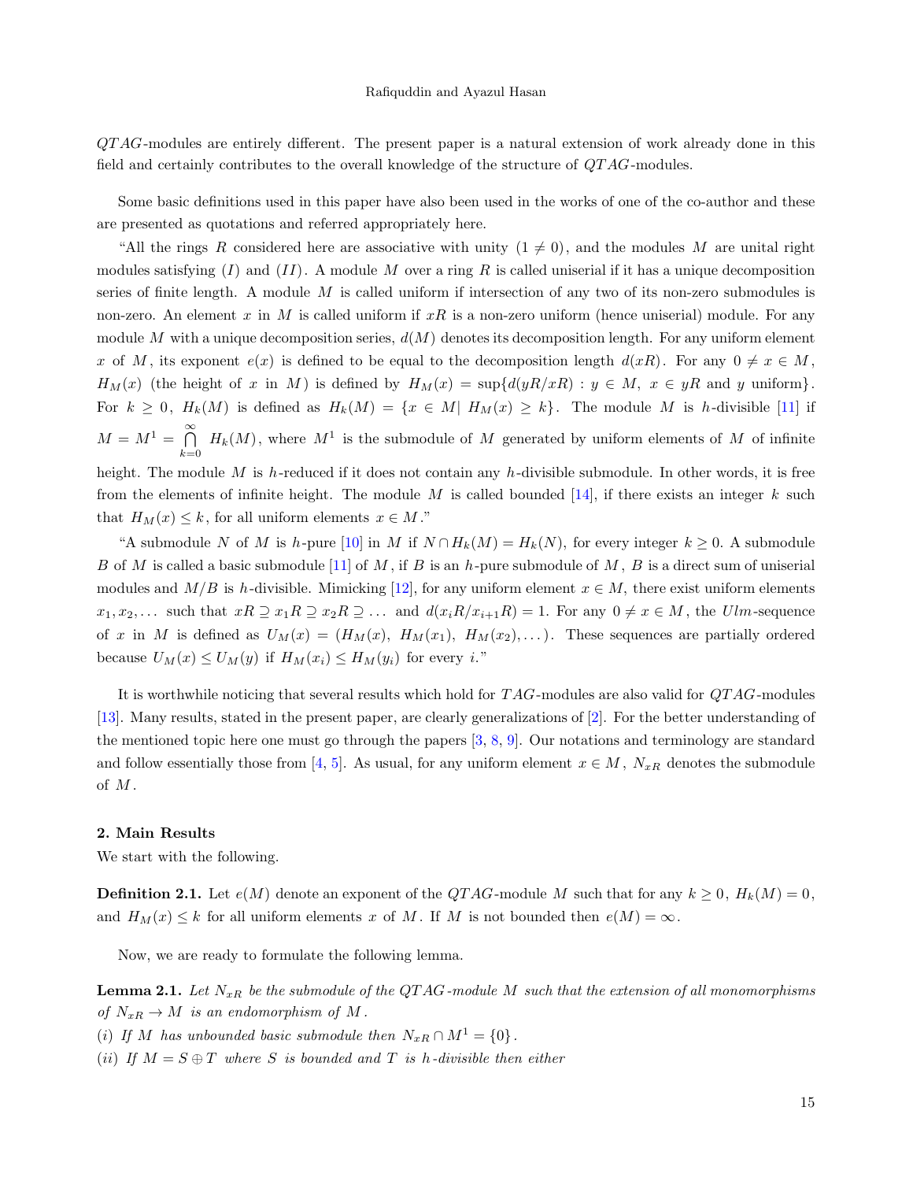$QTAG$-modules are entirely different. The present paper is a natural extension of work already done in this field and certainly contributes to the overall knowledge of the structure of $QTAG$-modules.

Some basic definitions used in this paper have also been used in the works of one of the co-author and these are presented as quotations and referred appropriately here.

"All the rings $R$ considered here are associative with unity $(1 \neq 0)$, and the modules $M$ are unital right modules satisfying $(I)$ and $(II)$. A module $M$ over a ring $R$ is called uniserial if it has a unique decomposition series of finite length. A module $M$ is called uniform if intersection of any two of its non-zero submodules is non-zero. An element $x$ in $M$ is called uniform if $xR$ is a non-zero uniform (hence uniserial) module. For any module $M$ with a unique decomposition series, $d(M)$ denotes its decomposition length. For any uniform element $x$ of $M$, its exponent $e(x)$ is defined to be equal to the decomposition length $d(xR)$. For any $0 \neq x \in M$, $H_M(x)$ (the height of $x$ in $M$) is defined by $H_M(x) = \sup\{d(yR/xR) : y \in M,\ x \in yR \text{ and } y \text{ uniform}\}$. For $k \geq 0$, $H_k(M)$ is defined as $H_k(M) = \{x \in M |\ H_M(x) \geq k\}$. The module $M$ is $h$-divisible [11] if $M = M^1 = \bigcap_{k=0}^{\infty} H_k(M)$, where $M^1$ is the submodule of $M$ generated by uniform elements of $M$ of infinite height. The module $M$ is $h$-reduced if it does not contain any $h$-divisible submodule. In other words, it is free from the elements of infinite height. The module $M$ is called bounded [14], if there exists an integer $k$ such that $H_M(x) \leq k$, for all uniform elements $x \in M$."

"A submodule $N$ of $M$ is $h$-pure [10] in $M$ if $N \cap H_k(M) = H_k(N)$, for every integer $k \geq 0$. A submodule $B$ of $M$ is called a basic submodule [11] of $M$, if $B$ is an $h$-pure submodule of $M$, $B$ is a direct sum of uniserial modules and $M/B$ is $h$-divisible. Mimicking [12], for any uniform element $x \in M$, there exist uniform elements $x_1, x_2, \dots$ such that $xR \supseteq x_1R \supseteq x_2R \supseteq \dots$ and $d(x_iR/x_{i+1}R) = 1$. For any $0 \neq x \in M$, the *Ulm*-sequence of $x$ in $M$ is defined as $U_M(x) = (H_M(x),\ H_M(x_1),\ H_M(x_2), \dots)$. These sequences are partially ordered because $U_M(x) \leq U_M(y)$ if $H_M(x_i) \leq H_M(y_i)$ for every $i$."

It is worthwhile noticing that several results which hold for $TAG$-modules are also valid for $QTAG$-modules [13]. Many results, stated in the present paper, are clearly generalizations of [2]. For the better understanding of the mentioned topic here one must go through the papers [3, 8, 9]. Our notations and terminology are standard and follow essentially those from [4, 5]. As usual, for any uniform element $x \in M$, $N_{xR}$ denotes the submodule of $M$.

## 2. Main Results

We start with the following.

**Definition 2.1.** Let $e(M)$ denote an exponent of the $QTAG$-module $M$ such that for any $k \geq 0$, $H_k(M) = 0$, and $H_M(x) \leq k$ for all uniform elements $x$ of $M$. If $M$ is not bounded then $e(M) = \infty$.

Now, we are ready to formulate the following lemma.

**Lemma 2.1.** *Let $N_{xR}$ be the submodule of the $QTAG$-module $M$ such that the extension of all monomorphisms of $N_{xR} \to M$ is an endomorphism of $M$.*

*(i) If $M$ has unbounded basic submodule then $N_{xR} \cap M^1 = \{0\}$.*

*(ii) If $M = S \oplus T$ where $S$ is bounded and $T$ is $h$-divisible then either*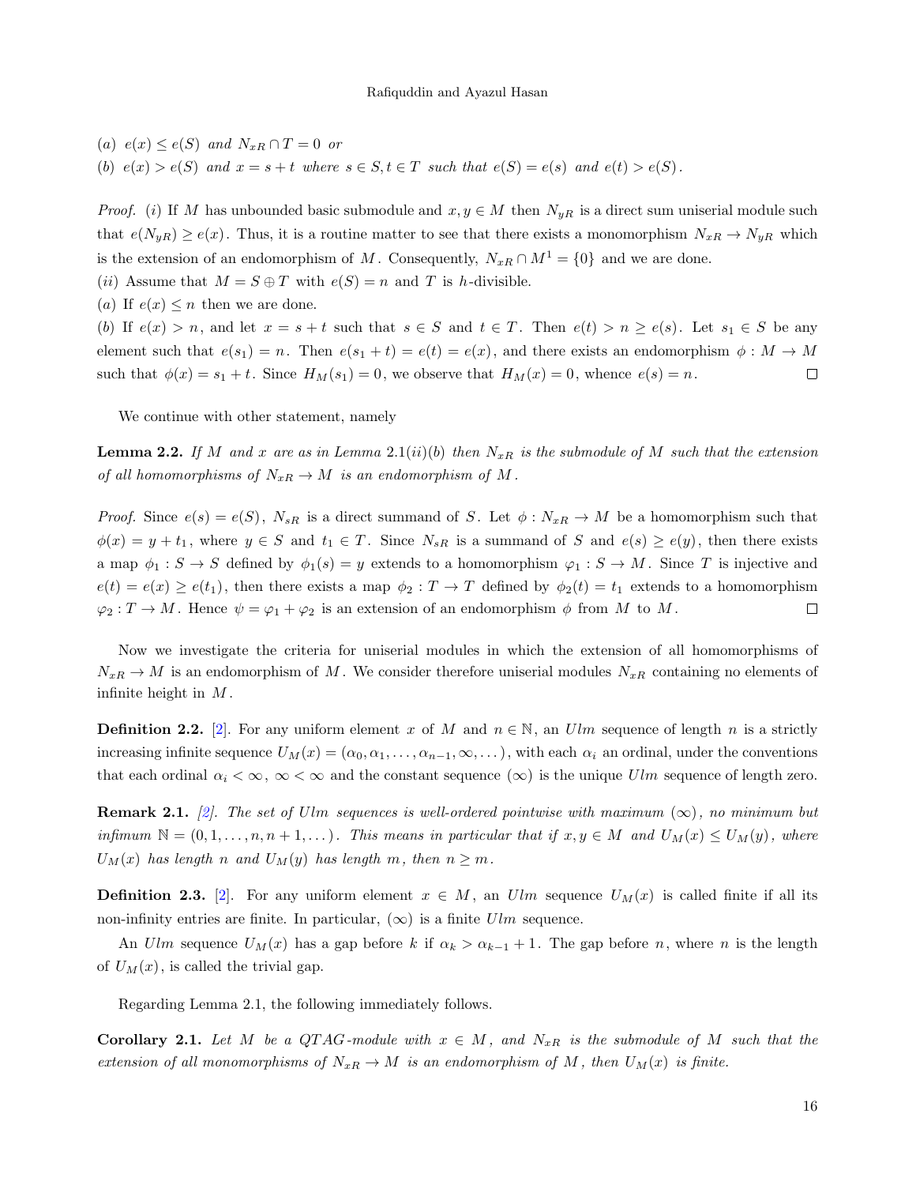(a) $e(x) \leq e(S)$ and $N_{xR} \cap T = 0$ or

(b) $e(x) > e(S)$ and $x = s + t$ where $s \in S, t \in T$ such that $e(S) = e(s)$ and $e(t) > e(S)$.

*Proof.* (i) If $M$ has unbounded basic submodule and $x, y \in M$ then $N_{yR}$ is a direct sum uniserial module such that $e(N_{yR}) \geq e(x)$. Thus, it is a routine matter to see that there exists a monomorphism $N_{xR} \to N_{yR}$ which is the extension of an endomorphism of $M$. Consequently, $N_{xR} \cap M^1 = \{0\}$ and we are done.

(ii) Assume that $M = S \oplus T$ with $e(S) = n$ and $T$ is $h$-divisible.

(a) If $e(x) \leq n$ then we are done.

(b) If $e(x) > n$, and let $x = s + t$ such that $s \in S$ and $t \in T$. Then $e(t) > n \geq e(s)$. Let $s_1 \in S$ be any element such that $e(s_1) = n$. Then $e(s_1 + t) = e(t) = e(x)$, and there exists an endomorphism $\phi : M \to M$ such that $\phi(x) = s_1 + t$. Since $H_M(s_1) = 0$, we observe that $H_M(x) = 0$, whence $e(s) = n$. □

We continue with other statement, namely

**Lemma 2.2.** *If $M$ and $x$ are as in Lemma 2.1(ii)(b) then $N_{xR}$ is the submodule of $M$ such that the extension of all homomorphisms of $N_{xR} \to M$ is an endomorphism of $M$.*

*Proof.* Since $e(s) = e(S)$, $N_{sR}$ is a direct summand of $S$. Let $\phi : N_{xR} \to M$ be a homomorphism such that $\phi(x) = y + t_1$, where $y \in S$ and $t_1 \in T$. Since $N_{sR}$ is a summand of $S$ and $e(s) \geq e(y)$, then there exists a map $\phi_1 : S \to S$ defined by $\phi_1(s) = y$ extends to a homomorphism $\varphi_1 : S \to M$. Since $T$ is injective and $e(t) = e(x) \geq e(t_1)$, then there exists a map $\phi_2 : T \to T$ defined by $\phi_2(t) = t_1$ extends to a homomorphism $\varphi_2 : T \to M$. Hence $\psi = \varphi_1 + \varphi_2$ is an extension of an endomorphism $\phi$ from $M$ to $M$. □

Now we investigate the criteria for uniserial modules in which the extension of all homomorphisms of $N_{xR} \to M$ is an endomorphism of $M$. We consider therefore uniserial modules $N_{xR}$ containing no elements of infinite height in $M$.

**Definition 2.2.** [2]. For any uniform element $x$ of $M$ and $n \in \mathbb{N}$, an $Ulm$ sequence of length $n$ is a strictly increasing infinite sequence $U_M(x) = (\alpha_0, \alpha_1, \ldots, \alpha_{n-1}, \infty, \ldots)$, with each $\alpha_i$ an ordinal, under the conventions that each ordinal $\alpha_i < \infty$, $\infty < \infty$ and the constant sequence $(\infty)$ is the unique $Ulm$ sequence of length zero.

**Remark 2.1.** *[2]. The set of $Ulm$ sequences is well-ordered pointwise with maximum $(\infty)$, no minimum but infimum $\mathbb{N} = (0, 1, \ldots, n, n+1, \ldots)$. This means in particular that if $x, y \in M$ and $U_M(x) \leq U_M(y)$, where $U_M(x)$ has length $n$ and $U_M(y)$ has length $m$, then $n \geq m$.*

**Definition 2.3.** [2]. For any uniform element $x \in M$, an $Ulm$ sequence $U_M(x)$ is called finite if all its non-infinity entries are finite. In particular, $(\infty)$ is a finite $Ulm$ sequence.

An $Ulm$ sequence $U_M(x)$ has a gap before $k$ if $\alpha_k > \alpha_{k-1} + 1$. The gap before $n$, where $n$ is the length of $U_M(x)$, is called the trivial gap.

Regarding Lemma 2.1, the following immediately follows.

**Corollary 2.1.** *Let $M$ be a QTAG-module with $x \in M$, and $N_{xR}$ is the submodule of $M$ such that the extension of all monomorphisms of $N_{xR} \to M$ is an endomorphism of $M$, then $U_M(x)$ is finite.*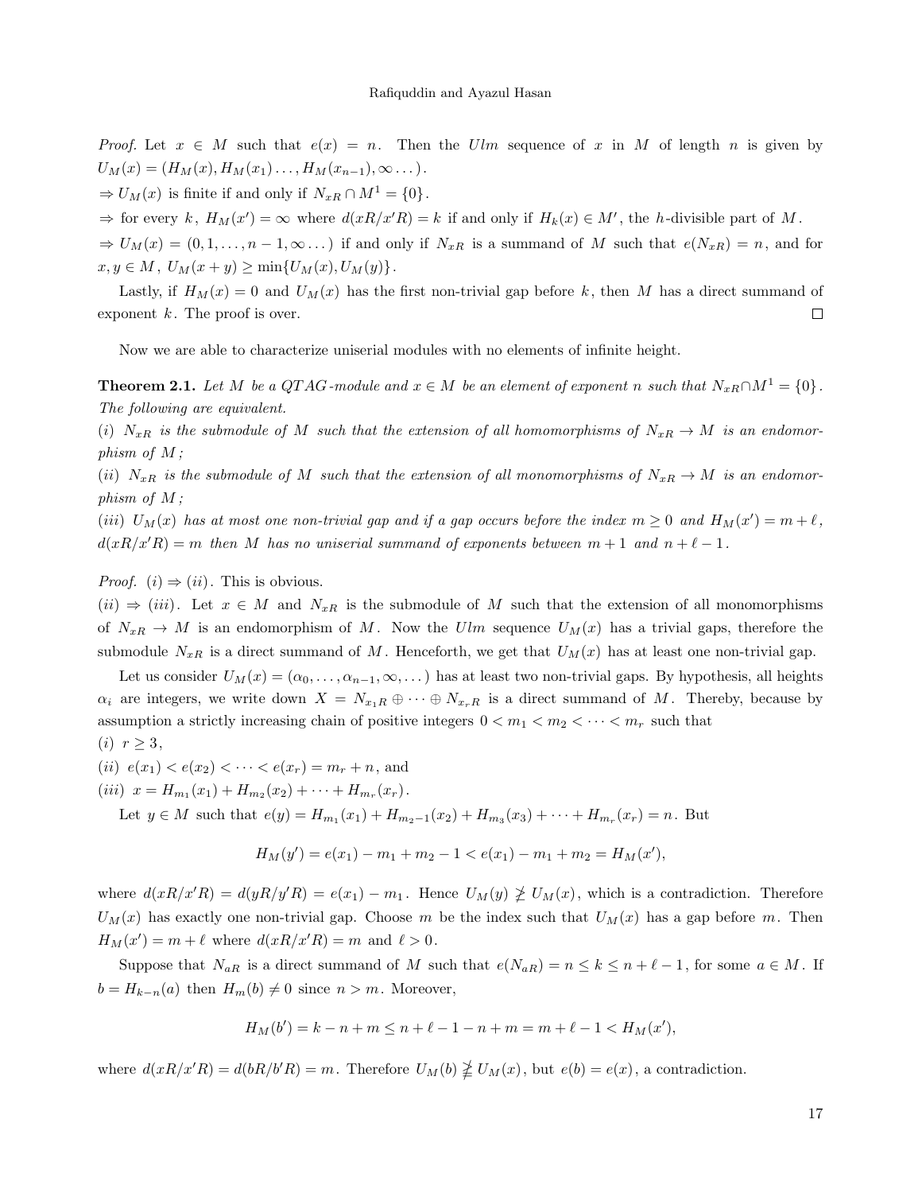*Proof.* Let $x \in M$ such that $e(x) = n$. Then the $Ulm$ sequence of $x$ in $M$ of length $n$ is given by $U_M(x) = (H_M(x), H_M(x_1) \dots, H_M(x_{n-1}), \infty \dots)$.

$\Rightarrow U_M(x)$ is finite if and only if $N_{xR} \cap M^1 = \{0\}$.

$\Rightarrow$ for every $k$, $H_M(x') = \infty$ where $d(xR/x'R) = k$ if and only if $H_k(x) \in M'$, the $h$-divisible part of $M$.

$\Rightarrow U_M(x) = (0, 1, \dots, n-1, \infty \dots)$ if and only if $N_{xR}$ is a summand of $M$ such that $e(N_{xR}) = n$, and for $x, y \in M$, $U_M(x+y) \geq \min\{U_M(x), U_M(y)\}$.

Lastly, if $H_M(x) = 0$ and $U_M(x)$ has the first non-trivial gap before $k$, then $M$ has a direct summand of exponent $k$. The proof is over. □

Now we are able to characterize uniserial modules with no elements of infinite height.

**Theorem 2.1.** *Let $M$ be a QTAG-module and $x \in M$ be an element of exponent $n$ such that $N_{xR} \cap M^1 = \{0\}$. The following are equivalent.*

*(i) $N_{xR}$ is the submodule of $M$ such that the extension of all homomorphisms of $N_{xR} \to M$ is an endomorphism of $M$;*

*(ii) $N_{xR}$ is the submodule of $M$ such that the extension of all monomorphisms of $N_{xR} \to M$ is an endomorphism of $M$;*

*(iii) $U_M(x)$ has at most one non-trivial gap and if a gap occurs before the index $m \geq 0$ and $H_M(x') = m + \ell$, $d(xR/x'R) = m$ then $M$ has no uniserial summand of exponents between $m+1$ and $n + \ell - 1$.*

*Proof.* $(i) \Rightarrow (ii)$. This is obvious.

$(ii) \Rightarrow (iii)$. Let $x \in M$ and $N_{xR}$ is the submodule of $M$ such that the extension of all monomorphisms of $N_{xR} \to M$ is an endomorphism of $M$. Now the $Ulm$ sequence $U_M(x)$ has a trivial gaps, therefore the submodule $N_{xR}$ is a direct summand of $M$. Henceforth, we get that $U_M(x)$ has at least one non-trivial gap.

Let us consider $U_M(x) = (\alpha_0, \dots, \alpha_{n-1}, \infty, \dots)$ has at least two non-trivial gaps. By hypothesis, all heights $\alpha_i$ are integers, we write down $X = N_{x_1R} \oplus \dots \oplus N_{x_rR}$ is a direct summand of $M$. Thereby, because by assumption a strictly increasing chain of positive integers $0 < m_1 < m_2 < \dots < m_r$ such that

(i) $r \geq 3$,

(ii) $e(x_1) < e(x_2) < \dots < e(x_r) = m_r + n$, and

(iii) $x = H_{m_1}(x_1) + H_{m_2}(x_2) + \dots + H_{m_r}(x_r)$.

Let $y \in M$ such that $e(y) = H_{m_1}(x_1) + H_{m_2-1}(x_2) + H_{m_3}(x_3) + \dots + H_{m_r}(x_r) = n$. But

$$H_M(y') = e(x_1) - m_1 + m_2 - 1 < e(x_1) - m_1 + m_2 = H_M(x'),$$

where $d(xR/x'R) = d(yR/y'R) = e(x_1) - m_1$. Hence $U_M(y) \not\geq U_M(x)$, which is a contradiction. Therefore $U_M(x)$ has exactly one non-trivial gap. Choose $m$ be the index such that $U_M(x)$ has a gap before $m$. Then $H_M(x') = m + \ell$ where $d(xR/x'R) = m$ and $\ell > 0$.

Suppose that $N_{aR}$ is a direct summand of $M$ such that $e(N_{aR}) = n \leq k \leq n + \ell - 1$, for some $a \in M$. If $b = H_{k-n}(a)$ then $H_m(b) \neq 0$ since $n > m$. Moreover,

$$H_M(b') = k - n + m \leq n + \ell - 1 - n + m = m + \ell - 1 < H_M(x'),$$

where $d(xR/x'R) = d(bR/b'R) = m$. Therefore $U_M(b) \not\geq U_M(x)$, but $e(b) = e(x)$, a contradiction.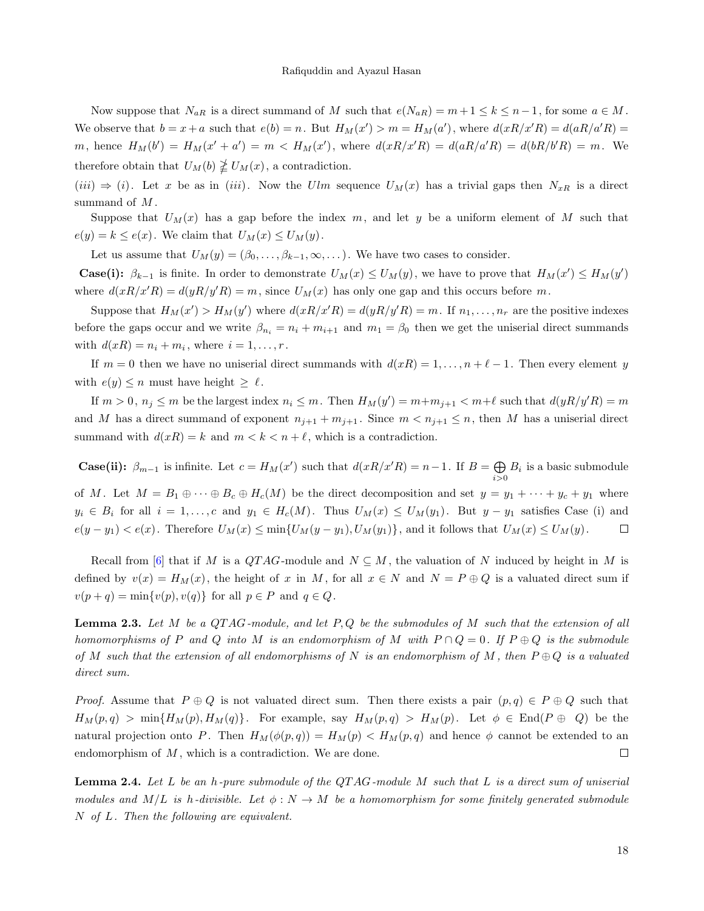Now suppose that $N_{aR}$ is a direct summand of $M$ such that $e(N_{aR}) = m+1 \leq k \leq n-1$, for some $a \in M$. We observe that $b = x + a$ such that $e(b) = n$. But $H_M(x') > m = H_M(a')$, where $d(xR/x'R) = d(aR/a'R) = m$, hence $H_M(b') = H_M(x' + a') = m < H_M(x')$, where $d(xR/x'R) = d(aR/a'R) = d(bR/b'R) = m$. We therefore obtain that $U_M(b) \ngeq U_M(x)$, a contradiction.

$(iii) \Rightarrow (i)$. Let $x$ be as in $(iii)$. Now the $Ulm$ sequence $U_M(x)$ has a trivial gaps then $N_{xR}$ is a direct summand of $M$.

Suppose that $U_M(x)$ has a gap before the index $m$, and let $y$ be a uniform element of $M$ such that $e(y) = k \leq e(x)$. We claim that $U_M(x) \leq U_M(y)$.

Let us assume that $U_M(y) = (\beta_0, \ldots, \beta_{k-1}, \infty, \ldots)$. We have two cases to consider.

**Case(i):** $\beta_{k-1}$ is finite. In order to demonstrate $U_M(x) \leq U_M(y)$, we have to prove that $H_M(x') \leq H_M(y')$ where $d(xR/x'R) = d(yR/y'R) = m$, since $U_M(x)$ has only one gap and this occurs before $m$.

Suppose that $H_M(x') > H_M(y')$ where $d(xR/x'R) = d(yR/y'R) = m$. If $n_1, \ldots, n_r$ are the positive indexes before the gaps occur and we write $\beta_{n_i} = n_i + m_{i+1}$ and $m_1 = \beta_0$ then we get the uniserial direct summands with $d(xR) = n_i + m_i$, where $i = 1, \ldots, r$.

If $m = 0$ then we have no uniserial direct summands with $d(xR) = 1, \ldots, n + \ell - 1$. Then every element $y$ with $e(y) \leq n$ must have height $\geq \ell$.

If $m > 0$, $n_j \leq m$ be the largest index $n_i \leq m$. Then $H_M(y') = m + m_{j+1} < m + \ell$ such that $d(yR/y'R) = m$ and $M$ has a direct summand of exponent $n_{j+1} + m_{j+1}$. Since $m < n_{j+1} \leq n$, then $M$ has a uniserial direct summand with $d(xR) = k$ and $m < k < n + \ell$, which is a contradiction.

**Case(ii):** $\beta_{m-1}$ is infinite. Let $c = H_M(x')$ such that $d(xR/x'R) = n-1$. If $B = \bigoplus_{i>0} B_i$ is a basic submodule of $M$. Let $M = B_1 \oplus \cdots \oplus B_c \oplus H_c(M)$ be the direct decomposition and set $y = y_1 + \cdots + y_c + y_1$ where $y_i \in B_i$ for all $i = 1, \ldots, c$ and $y_1 \in H_c(M)$. Thus $U_M(x) \leq U_M(y_1)$. But $y - y_1$ satisfies Case (i) and $e(y - y_1) < e(x)$. Therefore $U_M(x) \leq \min\{U_M(y - y_1), U_M(y_1)\}$, and it follows that $U_M(x) \leq U_M(y)$. □

Recall from [6] that if $M$ is a $QTAG$-module and $N \subseteq M$, the valuation of $N$ induced by height in $M$ is defined by $v(x) = H_M(x)$, the height of $x$ in $M$, for all $x \in N$ and $N = P \oplus Q$ is a valuated direct sum if $v(p + q) = \min\{v(p), v(q)\}$ for all $p \in P$ and $q \in Q$.

**Lemma 2.3.** *Let $M$ be a $QTAG$-module, and let $P, Q$ be the submodules of $M$ such that the extension of all homomorphisms of $P$ and $Q$ into $M$ is an endomorphism of $M$ with $P \cap Q = 0$. If $P \oplus Q$ is the submodule of $M$ such that the extension of all endomorphisms of $N$ is an endomorphism of $M$, then $P \oplus Q$ is a valuated direct sum.*

*Proof.* Assume that $P \oplus Q$ is not valuated direct sum. Then there exists a pair $(p, q) \in P \oplus Q$ such that $H_M(p, q) > \min\{H_M(p), H_M(q)\}$. For example, say $H_M(p, q) > H_M(p)$. Let $\phi \in \mathrm{End}(P \oplus Q)$ be the natural projection onto $P$. Then $H_M(\phi(p, q)) = H_M(p) < H_M(p, q)$ and hence $\phi$ cannot be extended to an endomorphism of $M$, which is a contradiction. We are done. □

**Lemma 2.4.** *Let $L$ be an $h$-pure submodule of the $QTAG$-module $M$ such that $L$ is a direct sum of uniserial modules and $M/L$ is $h$-divisible. Let $\phi : N \to M$ be a homomorphism for some finitely generated submodule $N$ of $L$. Then the following are equivalent.*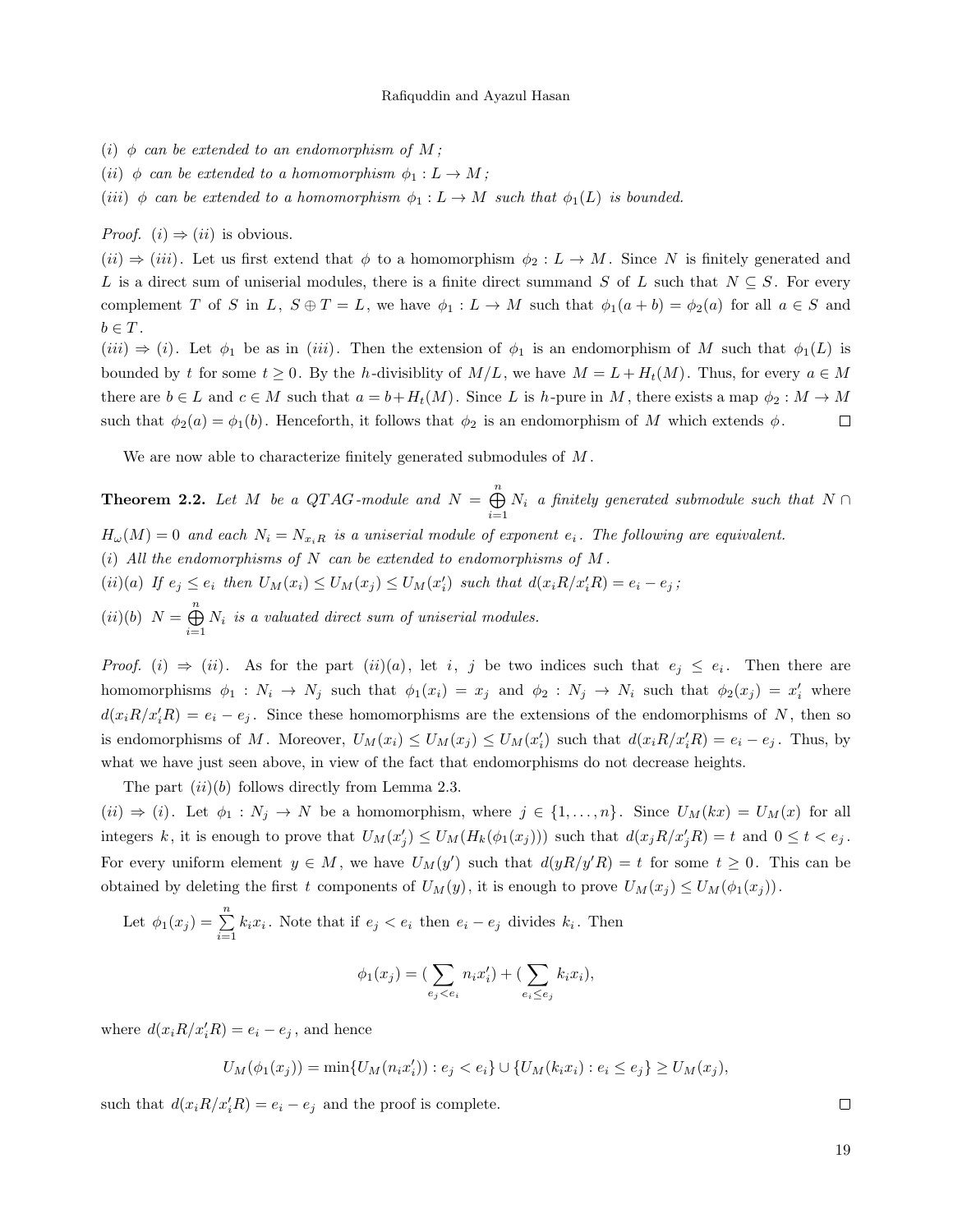(*i*) $\phi$ *can be extended to an endomorphism of* $M$ *;*

(*ii*) $\phi$ *can be extended to a homomorphism* $\phi_1 : L \to M$ *;*

(*iii*) $\phi$ *can be extended to a homomorphism* $\phi_1 : L \to M$ *such that* $\phi_1(L)$ *is bounded.*

*Proof.* $(i) \Rightarrow (ii)$ is obvious.

$(ii) \Rightarrow (iii)$. Let us first extend that $\phi$ to a homomorphism $\phi_2 : L \to M$. Since $N$ is finitely generated and $L$ is a direct sum of uniserial modules, there is a finite direct summand $S$ of $L$ such that $N \subseteq S$. For every complement $T$ of $S$ in $L$, $S \oplus T = L$, we have $\phi_1 : L \to M$ such that $\phi_1(a + b) = \phi_2(a)$ for all $a \in S$ and $b \in T$.

$(iii) \Rightarrow (i)$. Let $\phi_1$ be as in $(iii)$. Then the extension of $\phi_1$ is an endomorphism of $M$ such that $\phi_1(L)$ is bounded by $t$ for some $t \geq 0$. By the $h$-divisiblity of $M/L$, we have $M = L + H_t(M)$. Thus, for every $a \in M$ there are $b \in L$ and $c \in M$ such that $a = b + H_t(M)$. Since $L$ is $h$-pure in $M$, there exists a map $\phi_2 : M \to M$ such that $\phi_2(a) = \phi_1(b)$. Henceforth, it follows that $\phi_2$ is an endomorphism of $M$ which extends $\phi$. □

We are now able to characterize finitely generated submodules of $M$.

**Theorem 2.2.** *Let* $M$ *be a QTAG-module and* $N = \bigoplus_{i=1}^{n} N_i$ *a finitely generated submodule such that* $N \cap H_\omega(M) = 0$ *and each* $N_i = N_{x_iR}$ *is a uniserial module of exponent* $e_i$*. The following are equivalent.*

(*i*) *All the endomorphisms of* $N$ *can be extended to endomorphisms of* $M$*.*

(*ii*)(*a*) *If* $e_j \leq e_i$ *then* $U_M(x_i) \leq U_M(x_j) \leq U_M(x_i')$ *such that* $d(x_iR/x_i'R) = e_i - e_j$ *;*

(*ii*)(*b*) $N = \bigoplus_{i=1}^{n} N_i$ *is a valuated direct sum of uniserial modules.*

*Proof.* $(i) \Rightarrow (ii)$. As for the part $(ii)(a)$, let $i$, $j$ be two indices such that $e_j \leq e_i$. Then there are homomorphisms $\phi_1 : N_i \to N_j$ such that $\phi_1(x_i) = x_j$ and $\phi_2 : N_j \to N_i$ such that $\phi_2(x_j) = x_i'$ where $d(x_iR/x_i'R) = e_i - e_j$. Since these homomorphisms are the extensions of the endomorphisms of $N$, then so is endomorphisms of $M$. Moreover, $U_M(x_i) \leq U_M(x_j) \leq U_M(x_i')$ such that $d(x_iR/x_i'R) = e_i - e_j$. Thus, by what we have just seen above, in view of the fact that endomorphisms do not decrease heights.

The part $(ii)(b)$ follows directly from Lemma 2.3.

$(ii) \Rightarrow (i)$. Let $\phi_1 : N_j \to N$ be a homomorphism, where $j \in \{1, \ldots, n\}$. Since $U_M(kx) = U_M(x)$ for all integers $k$, it is enough to prove that $U_M(x_j') \leq U_M(H_k(\phi_1(x_j)))$ such that $d(x_jR/x_j'R) = t$ and $0 \leq t < e_j$. For every uniform element $y \in M$, we have $U_M(y')$ such that $d(yR/y'R) = t$ for some $t \geq 0$. This can be obtained by deleting the first $t$ components of $U_M(y)$, it is enough to prove $U_M(x_j) \leq U_M(\phi_1(x_j))$.

Let $\phi_1(x_j) = \sum_{i=1}^{n} k_i x_i$. Note that if $e_j < e_i$ then $e_i - e_j$ divides $k_i$. Then

$$\phi_1(x_j) = (\sum_{e_j < e_i} n_i x_i') + (\sum_{e_i \leq e_j} k_i x_i),$$

where $d(x_iR/x_i'R) = e_i - e_j$, and hence

$$U_M(\phi_1(x_j)) = \min\{U_M(n_i x_i')) : e_j < e_i\} \cup \{U_M(k_i x_i) : e_i \leq e_j\} \geq U_M(x_j),$$

such that $d(x_iR/x_i'R) = e_i - e_j$ and the proof is complete. □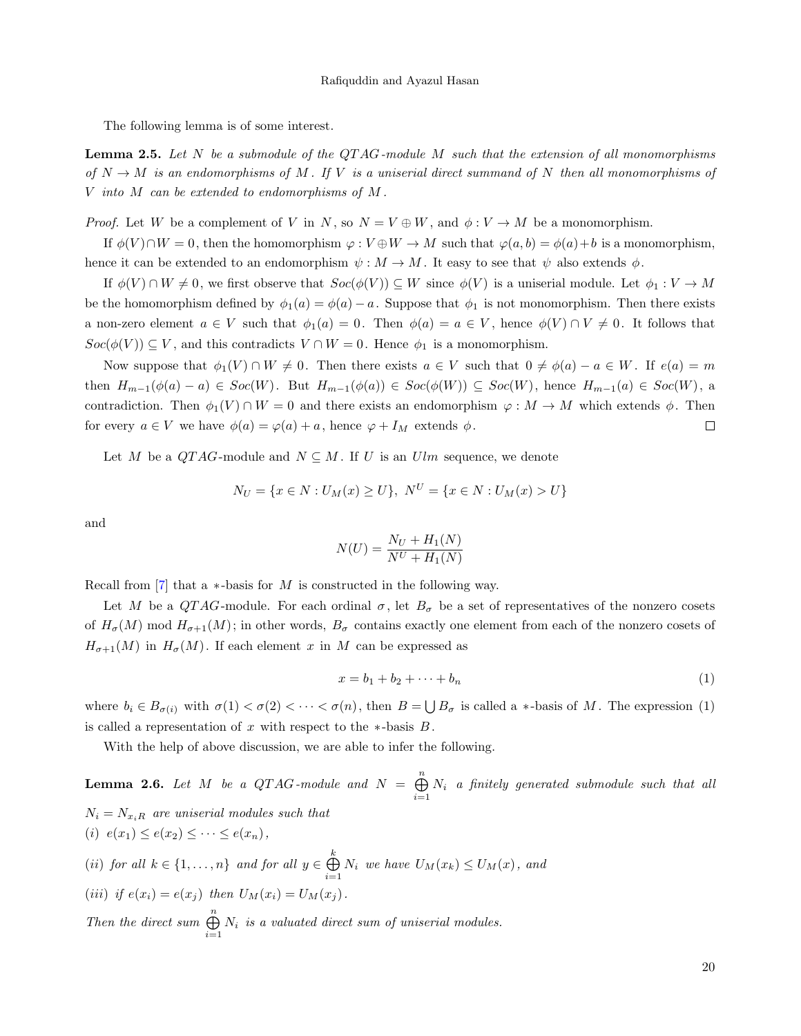The following lemma is of some interest.

**Lemma 2.5.** *Let $N$ be a submodule of the QTAG-module $M$ such that the extension of all monomorphisms of $N \to M$ is an endomorphisms of $M$. If $V$ is a uniserial direct summand of $N$ then all monomorphisms of $V$ into $M$ can be extended to endomorphisms of $M$.*

*Proof.* Let $W$ be a complement of $V$ in $N$, so $N = V \oplus W$, and $\phi : V \to M$ be a monomorphism.

If $\phi(V) \cap W = 0$, then the homomorphism $\varphi : V \oplus W \to M$ such that $\varphi(a, b) = \phi(a) + b$ is a monomorphism, hence it can be extended to an endomorphism $\psi : M \to M$. It easy to see that $\psi$ also extends $\phi$.

If $\phi(V) \cap W \neq 0$, we first observe that $Soc(\phi(V)) \subseteq W$ since $\phi(V)$ is a uniserial module. Let $\phi_1 : V \to M$ be the homomorphism defined by $\phi_1(a) = \phi(a) - a$. Suppose that $\phi_1$ is not monomorphism. Then there exists a non-zero element $a \in V$ such that $\phi_1(a) = 0$. Then $\phi(a) = a \in V$, hence $\phi(V) \cap V \neq 0$. It follows that $Soc(\phi(V)) \subseteq V$, and this contradicts $V \cap W = 0$. Hence $\phi_1$ is a monomorphism.

Now suppose that $\phi_1(V) \cap W \neq 0$. Then there exists $a \in V$ such that $0 \neq \phi(a) - a \in W$. If $e(a) = m$ then $H_{m-1}(\phi(a) - a) \in Soc(W)$. But $H_{m-1}(\phi(a)) \in Soc(\phi(W)) \subseteq Soc(W)$, hence $H_{m-1}(a) \in Soc(W)$, a contradiction. Then $\phi_1(V) \cap W = 0$ and there exists an endomorphism $\varphi : M \to M$ which extends $\phi$. Then for every $a \in V$ we have $\phi(a) = \varphi(a) + a$, hence $\varphi + I_M$ extends $\phi$. □

Let $M$ be a $QTAG$-module and $N \subseteq M$. If $U$ is an $Ulm$ sequence, we denote

$$N_U = \{x \in N : U_M(x) \geq U\},\ N^U = \{x \in N : U_M(x) > U\}$$

and

$$N(U) = \frac{N_U + H_1(N)}{N^U + H_1(N)}$$

Recall from [7] that a $*$-basis for $M$ is constructed in the following way.

Let $M$ be a $QTAG$-module. For each ordinal $\sigma$, let $B_\sigma$ be a set of representatives of the nonzero cosets of $H_\sigma(M)$ mod $H_{\sigma+1}(M)$; in other words, $B_\sigma$ contains exactly one element from each of the nonzero cosets of $H_{\sigma+1}(M)$ in $H_\sigma(M)$. If each element $x$ in $M$ can be expressed as

$$x = b_1 + b_2 + \cdots + b_n \tag{1}$$

where $b_i \in B_{\sigma(i)}$ with $\sigma(1) < \sigma(2) < \cdots < \sigma(n)$, then $B = \bigcup B_\sigma$ is called a $*$-basis of $M$. The expression (1) is called a representation of $x$ with respect to the $*$-basis $B$.

With the help of above discussion, we are able to infer the following.

**Lemma 2.6.** *Let $M$ be a QTAG-module and $N = \bigoplus_{i=1}^{n} N_i$ a finitely generated submodule such that all $N_i = N_{x_i R}$ are uniserial modules such that*
*(i) $e(x_1) \leq e(x_2) \leq \cdots \leq e(x_n)$,*
*(ii) for all $k \in \{1, \ldots, n\}$ and for all $y \in \bigoplus_{i=1}^{k} N_i$ we have $U_M(x_k) \leq U_M(x)$, and*
*(iii) if $e(x_i) = e(x_j)$ then $U_M(x_i) = U_M(x_j)$.*
*Then the direct sum $\bigoplus_{i=1}^{n} N_i$ is a valuated direct sum of uniserial modules.*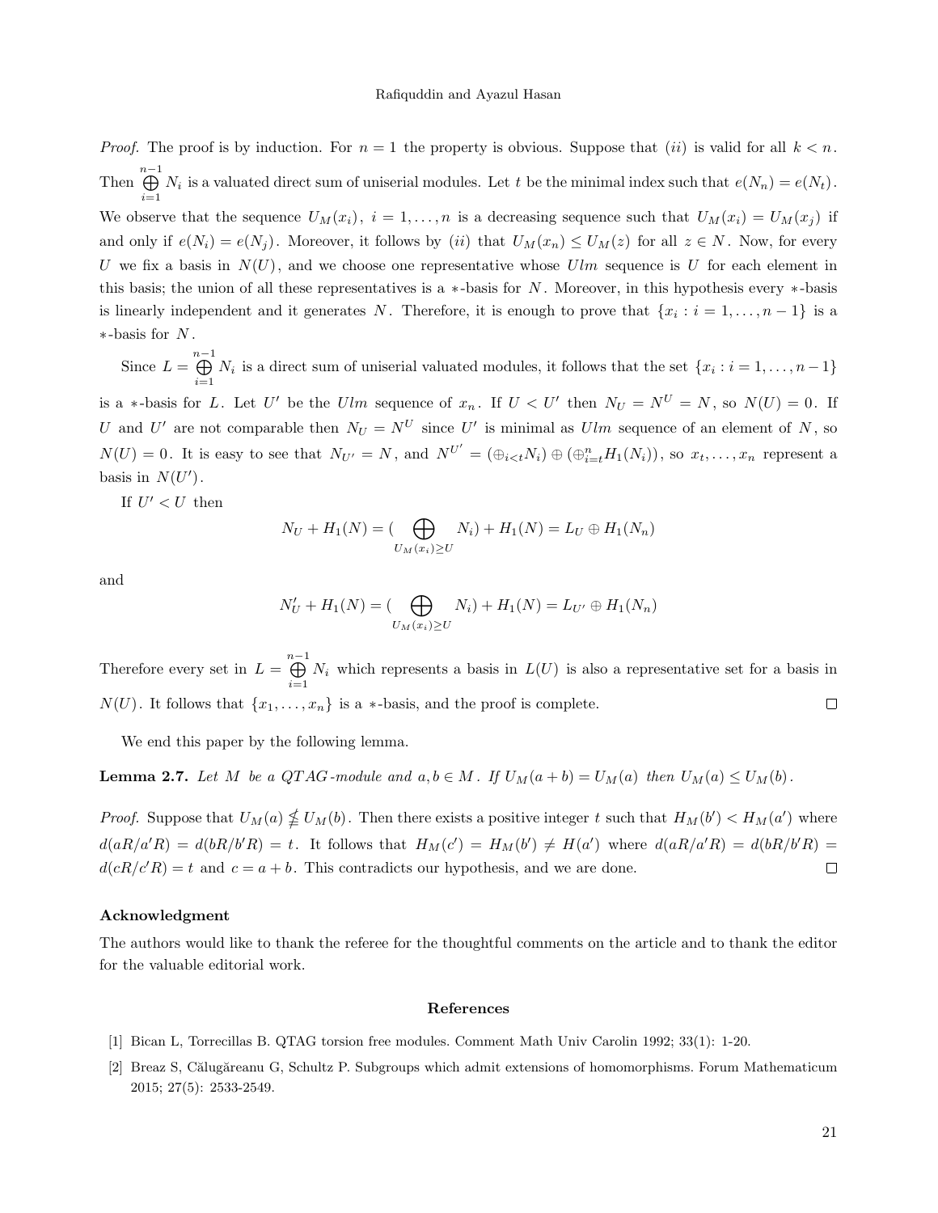*Proof.* The proof is by induction. For $n = 1$ the property is obvious. Suppose that $(ii)$ is valid for all $k < n$. Then $\bigoplus_{i=1}^{n-1} N_i$ is a valuated direct sum of uniserial modules. Let $t$ be the minimal index such that $e(N_n) = e(N_t)$. We observe that the sequence $U_M(x_i),\ i = 1, \ldots, n$ is a decreasing sequence such that $U_M(x_i) = U_M(x_j)$ if and only if $e(N_i) = e(N_j)$. Moreover, it follows by $(ii)$ that $U_M(x_n) \leq U_M(z)$ for all $z \in N$. Now, for every $U$ we fix a basis in $N(U)$, and we choose one representative whose $Ulm$ sequence is $U$ for each element in this basis; the union of all these representatives is a $*$-basis for $N$. Moreover, in this hypothesis every $*$-basis is linearly independent and it generates $N$. Therefore, it is enough to prove that $\{x_i : i = 1, \ldots, n-1\}$ is a $*$-basis for $N$.

Since $L = \bigoplus_{i=1}^{n-1} N_i$ is a direct sum of uniserial valuated modules, it follows that the set $\{x_i : i = 1, \ldots, n-1\}$ is a $*$-basis for $L$. Let $U'$ be the $Ulm$ sequence of $x_n$. If $U < U'$ then $N_U = N^U = N$, so $N(U) = 0$. If $U$ and $U'$ are not comparable then $N_U = N^U$ since $U'$ is minimal as $Ulm$ sequence of an element of $N$, so $N(U) = 0$. It is easy to see that $N_{U'} = N$, and $N^{U'} = (\oplus_{i<t} N_i) \oplus (\oplus_{i=t}^{n} H_1(N_i))$, so $x_t, \ldots, x_n$ represent a basis in $N(U')$.

If $U' < U$ then

$$N_U + H_1(N) = (\bigoplus_{U_M(x_i) \geq U} N_i) + H_1(N) = L_U \oplus H_1(N_n)$$

and

$$N'_U + H_1(N) = (\bigoplus_{U_M(x_i) \geq U} N_i) + H_1(N) = L_{U'} \oplus H_1(N_n)$$

Therefore every set in $L = \bigoplus_{i=1}^{n-1} N_i$ which represents a basis in $L(U)$ is also a representative set for a basis in $N(U)$. It follows that $\{x_1, \ldots, x_n\}$ is a $*$-basis, and the proof is complete. □

We end this paper by the following lemma.

**Lemma 2.7.** *Let $M$ be a QTAG-module and $a, b \in M$. If $U_M(a + b) = U_M(a)$ then $U_M(a) \leq U_M(b)$.*

*Proof.* Suppose that $U_M(a) \nleq U_M(b)$. Then there exists a positive integer $t$ such that $H_M(b') < H_M(a')$ where $d(aR/a'R) = d(bR/b'R) = t$. It follows that $H_M(c') = H_M(b') \neq H(a')$ where $d(aR/a'R) = d(bR/b'R) = d(cR/c'R) = t$ and $c = a + b$. This contradicts our hypothesis, and we are done. □

## Acknowledgment

The authors would like to thank the referee for the thoughtful comments on the article and to thank the editor for the valuable editorial work.

## References

[1] Bican L, Torrecillas B. QTAG torsion free modules. Comment Math Univ Carolin 1992; 33(1): 1-20.

[2] Breaz S, Călugăreanu G, Schultz P. Subgroups which admit extensions of homomorphisms. Forum Mathematicum 2015; 27(5): 2533-2549.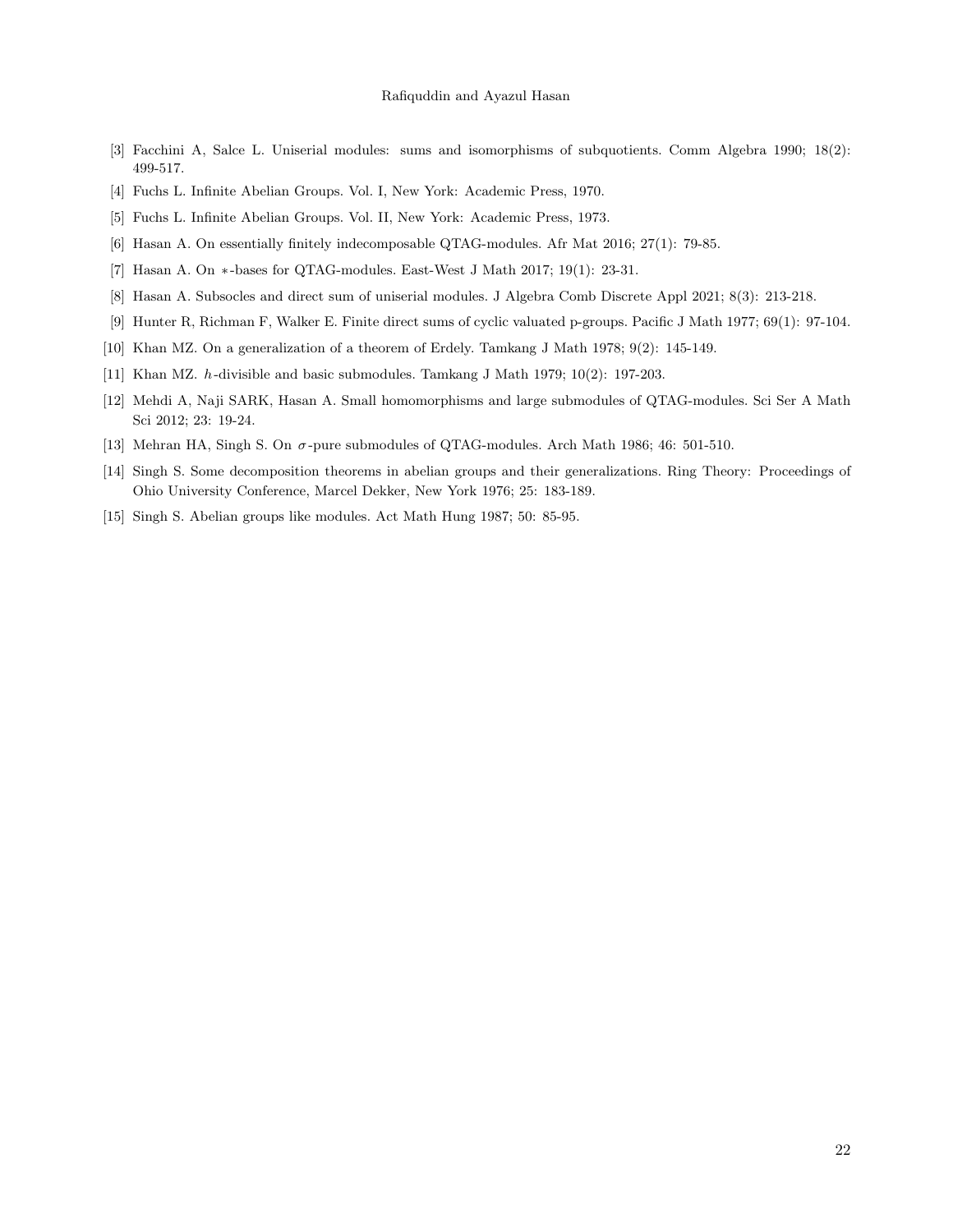[3] Facchini A, Salce L. Uniserial modules: sums and isomorphisms of subquotients. Comm Algebra 1990; 18(2): 499-517.

[4] Fuchs L. Infinite Abelian Groups. Vol. I, New York: Academic Press, 1970.

[5] Fuchs L. Infinite Abelian Groups. Vol. II, New York: Academic Press, 1973.

[6] Hasan A. On essentially finitely indecomposable QTAG-modules. Afr Mat 2016; 27(1): 79-85.

[7] Hasan A. On $*$-bases for QTAG-modules. East-West J Math 2017; 19(1): 23-31.

[8] Hasan A. Subsocles and direct sum of uniserial modules. J Algebra Comb Discrete Appl 2021; 8(3): 213-218.

[9] Hunter R, Richman F, Walker E. Finite direct sums of cyclic valuated p-groups. Pacific J Math 1977; 69(1): 97-104.

[10] Khan MZ. On a generalization of a theorem of Erdely. Tamkang J Math 1978; 9(2): 145-149.

[11] Khan MZ. $h$-divisible and basic submodules. Tamkang J Math 1979; 10(2): 197-203.

[12] Mehdi A, Naji SARK, Hasan A. Small homomorphisms and large submodules of QTAG-modules. Sci Ser A Math Sci 2012; 23: 19-24.

[13] Mehran HA, Singh S. On $\sigma$-pure submodules of QTAG-modules. Arch Math 1986; 46: 501-510.

[14] Singh S. Some decomposition theorems in abelian groups and their generalizations. Ring Theory: Proceedings of Ohio University Conference, Marcel Dekker, New York 1976; 25: 183-189.

[15] Singh S. Abelian groups like modules. Act Math Hung 1987; 50: 85-95.